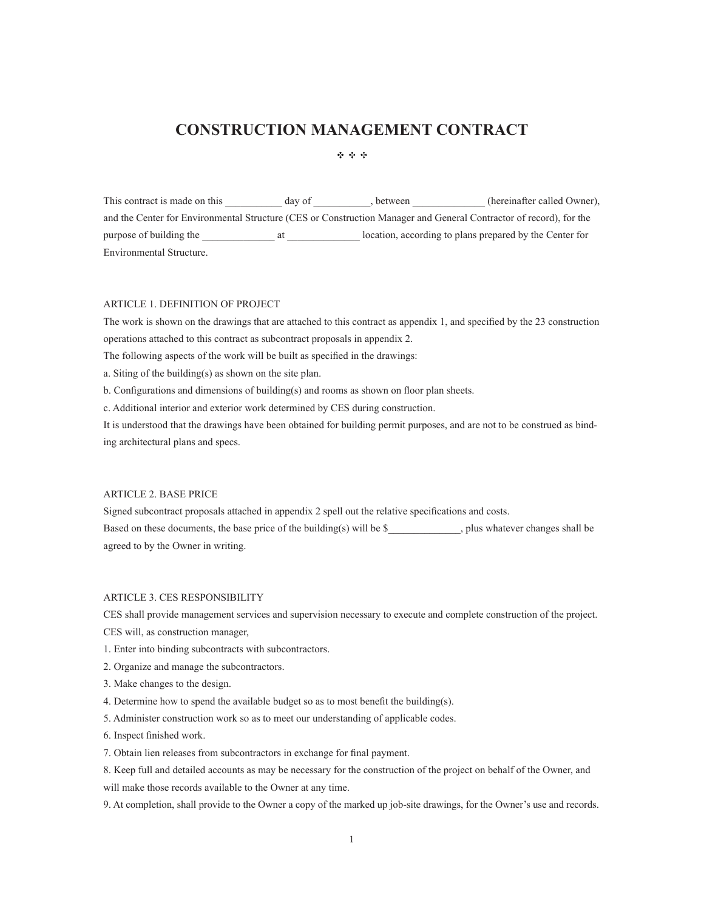# CONSTRUCTION MANAGEMENT CONTRACT

✣ ✣ ✣

This contract is made on this ___________ day of ___________, between ______________ (hereinafter called Owner), and the Center for Environmental Structure (CES or Construction Manager and General Contractor of record), for the purpose of building the ______________ at ______________ location, according to plans prepared by the Center for Environmental Structure.

## ARTICLE 1. DEFINITION OF PROJECT

The work is shown on the drawings that are attached to this contract as appendix 1, and specified by the 23 construction operations attached to this contract as subcontract proposals in appendix 2.

The following aspects of the work will be built as specified in the drawings:

a. Siting of the building(s) as shown on the site plan.

b. Configurations and dimensions of building(s) and rooms as shown on floor plan sheets.

c. Additional interior and exterior work determined by CES during construction.

It is understood that the drawings have been obtained for building permit purposes, and are not to be construed as binding architectural plans and specs.

## ARTICLE 2. BASE PRICE

Signed subcontract proposals attached in appendix 2 spell out the relative specifications and costs.

Based on these documents, the base price of the building(s) will be $______________, plus whatever changes shall be agreed to by the Owner in writing.

## ARTICLE 3. CES RESPONSIBILITY

CES shall provide management services and supervision necessary to execute and complete construction of the project. CES will, as construction manager,

1. Enter into binding subcontracts with subcontractors.
2. Organize and manage the subcontractors.
3. Make changes to the design.
4. Determine how to spend the available budget so as to most benefit the building(s).
5. Administer construction work so as to meet our understanding of applicable codes.
6. Inspect finished work.
7. Obtain lien releases from subcontractors in exchange for final payment.
8. Keep full and detailed accounts as may be necessary for the construction of the project on behalf of the Owner, and will make those records available to the Owner at any time.
9. At completion, shall provide to the Owner a copy of the marked up job-site drawings, for the Owner's use and records.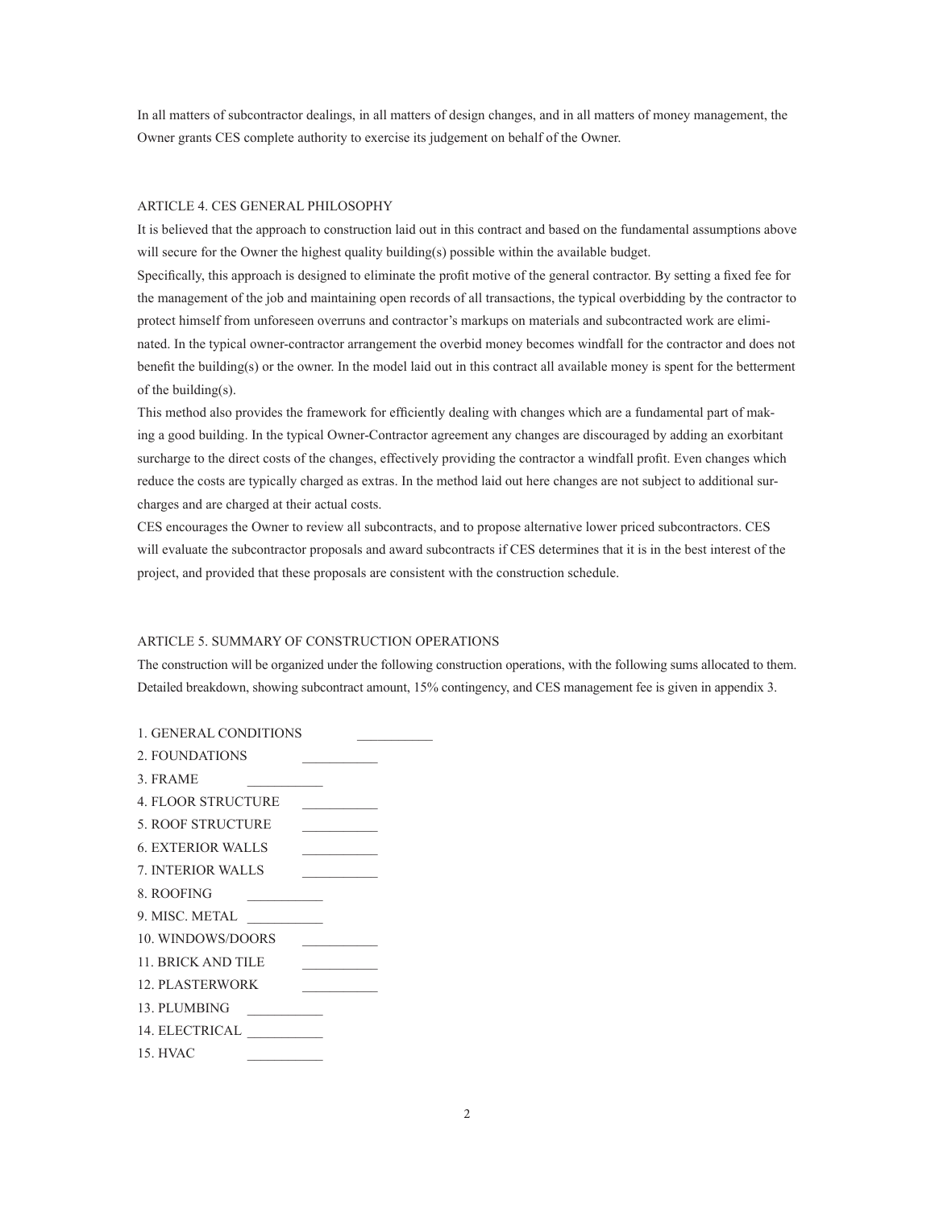In all matters of subcontractor dealings, in all matters of design changes, and in all matters of money management, the Owner grants CES complete authority to exercise its judgement on behalf of the Owner.

ARTICLE 4. CES GENERAL PHILOSOPHY

It is believed that the approach to construction laid out in this contract and based on the fundamental assumptions above will secure for the Owner the highest quality building(s) possible within the available budget.

Specifically, this approach is designed to eliminate the profit motive of the general contractor. By setting a fixed fee for the management of the job and maintaining open records of all transactions, the typical overbidding by the contractor to protect himself from unforeseen overruns and contractor's markups on materials and subcontracted work are eliminated. In the typical owner-contractor arrangement the overbid money becomes windfall for the contractor and does not benefit the building(s) or the owner. In the model laid out in this contract all available money is spent for the betterment of the building(s).

This method also provides the framework for efficiently dealing with changes which are a fundamental part of making a good building. In the typical Owner-Contractor agreement any changes are discouraged by adding an exorbitant surcharge to the direct costs of the changes, effectively providing the contractor a windfall profit. Even changes which reduce the costs are typically charged as extras. In the method laid out here changes are not subject to additional surcharges and are charged at their actual costs.

CES encourages the Owner to review all subcontracts, and to propose alternative lower priced subcontractors. CES will evaluate the subcontractor proposals and award subcontracts if CES determines that it is in the best interest of the project, and provided that these proposals are consistent with the construction schedule.

ARTICLE 5. SUMMARY OF CONSTRUCTION OPERATIONS

The construction will be organized under the following construction operations, with the following sums allocated to them. Detailed breakdown, showing subcontract amount, 15% contingency, and CES management fee is given in appendix 3.

1. GENERAL CONDITIONS ___________
2. FOUNDATIONS ___________
3. FRAME ___________
4. FLOOR STRUCTURE ___________
5. ROOF STRUCTURE ___________
6. EXTERIOR WALLS ___________
7. INTERIOR WALLS ___________
8. ROOFING ___________
9. MISC. METAL ___________
10. WINDOWS/DOORS ___________
11. BRICK AND TILE ___________
12. PLASTERWORK ___________
13. PLUMBING ___________
14. ELECTRICAL ___________
15. HVAC ___________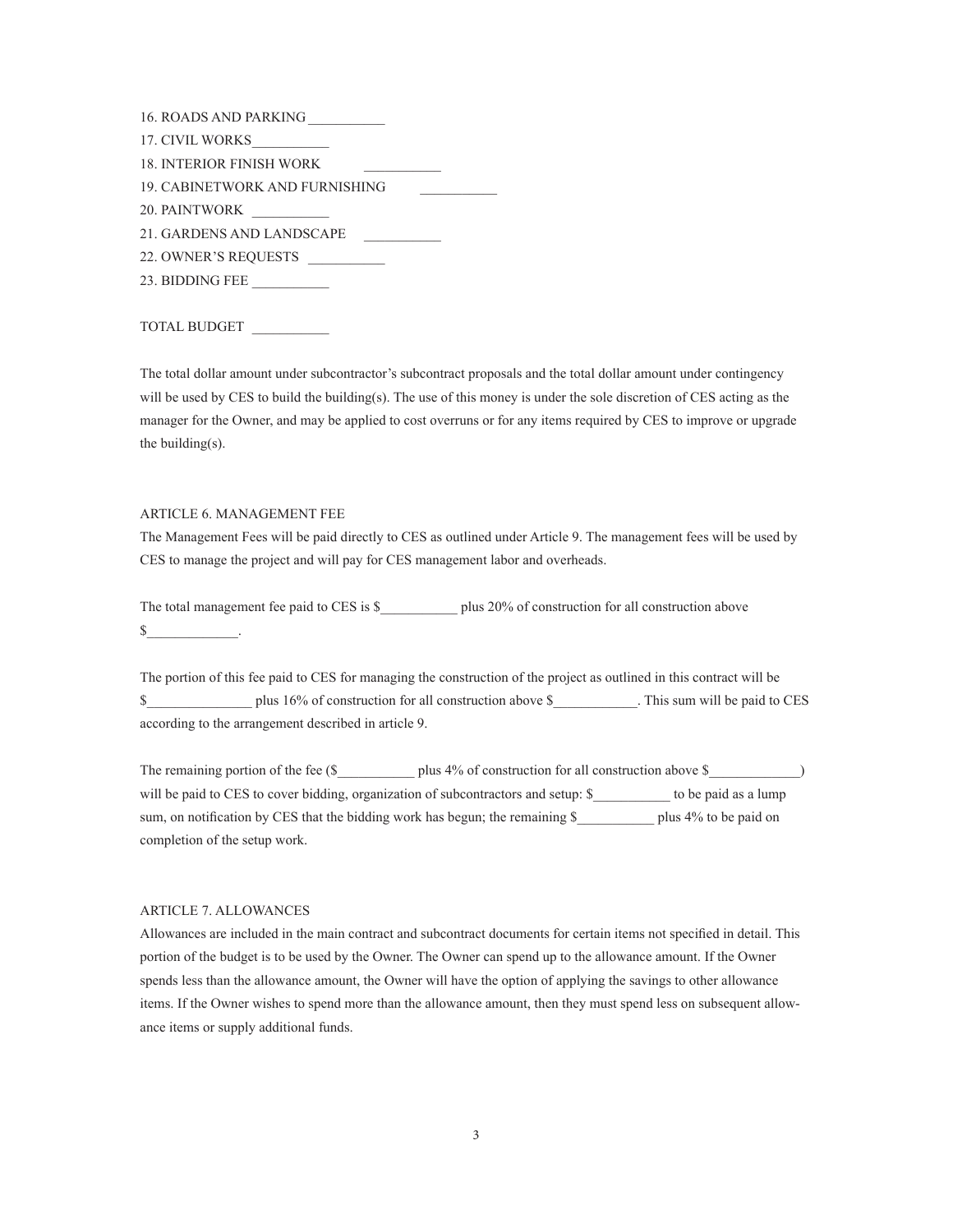16. ROADS AND PARKING ___________
17. CIVIL WORKS___________
18. INTERIOR FINISH WORK ___________
19. CABINETWORK AND FURNISHING ___________
20. PAINTWORK ___________
21. GARDENS AND LANDSCAPE ___________
22. OWNER'S REQUESTS ___________
23. BIDDING FEE ___________

TOTAL BUDGET ___________

The total dollar amount under subcontractor's subcontract proposals and the total dollar amount under contingency will be used by CES to build the building(s). The use of this money is under the sole discretion of CES acting as the manager for the Owner, and may be applied to cost overruns or for any items required by CES to improve or upgrade the building(s).

ARTICLE 6. MANAGEMENT FEE

The Management Fees will be paid directly to CES as outlined under Article 9. The management fees will be used by CES to manage the project and will pay for CES management labor and overheads.

The total management fee paid to CES is $___________ plus 20% of construction for all construction above $_____________.

The portion of this fee paid to CES for managing the construction of the project as outlined in this contract will be $_______________ plus 16% of construction for all construction above $____________. This sum will be paid to CES according to the arrangement described in article 9.

The remaining portion of the fee ($___________ plus 4% of construction for all construction above $_____________) will be paid to CES to cover bidding, organization of subcontractors and setup: $___________ to be paid as a lump sum, on notification by CES that the bidding work has begun; the remaining $___________ plus 4% to be paid on completion of the setup work.

ARTICLE 7. ALLOWANCES

Allowances are included in the main contract and subcontract documents for certain items not specified in detail. This portion of the budget is to be used by the Owner. The Owner can spend up to the allowance amount. If the Owner spends less than the allowance amount, the Owner will have the option of applying the savings to other allowance items. If the Owner wishes to spend more than the allowance amount, then they must spend less on subsequent allowance items or supply additional funds.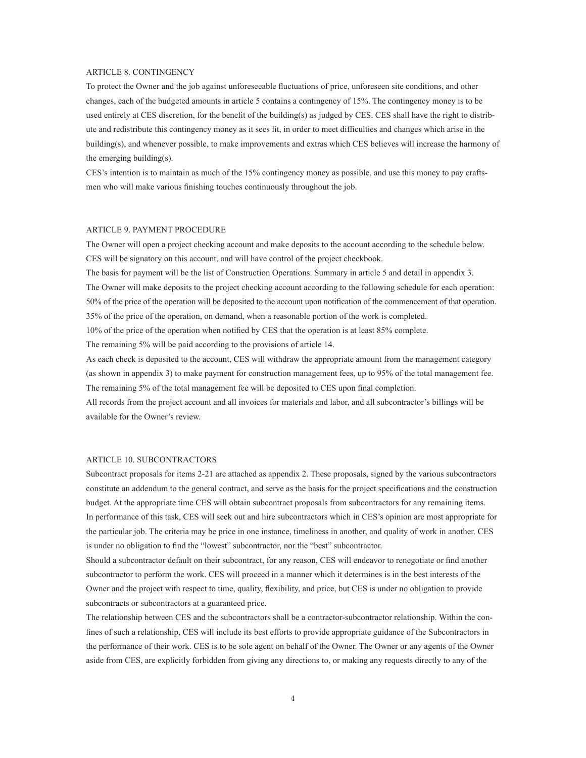## ARTICLE 8. CONTINGENCY

To protect the Owner and the job against unforeseeable fluctuations of price, unforeseen site conditions, and other changes, each of the budgeted amounts in article 5 contains a contingency of 15%. The contingency money is to be used entirely at CES discretion, for the benefit of the building(s) as judged by CES. CES shall have the right to distribute and redistribute this contingency money as it sees fit, in order to meet difficulties and changes which arise in the building(s), and whenever possible, to make improvements and extras which CES believes will increase the harmony of the emerging building(s).

CES's intention is to maintain as much of the 15% contingency money as possible, and use this money to pay craftsmen who will make various finishing touches continuously throughout the job.

## ARTICLE 9. PAYMENT PROCEDURE

The Owner will open a project checking account and make deposits to the account according to the schedule below. CES will be signatory on this account, and will have control of the project checkbook.

The basis for payment will be the list of Construction Operations. Summary in article 5 and detail in appendix 3.

The Owner will make deposits to the project checking account according to the following schedule for each operation:

50% of the price of the operation will be deposited to the account upon notification of the commencement of that operation.

35% of the price of the operation, on demand, when a reasonable portion of the work is completed.

10% of the price of the operation when notified by CES that the operation is at least 85% complete.

The remaining 5% will be paid according to the provisions of article 14.

As each check is deposited to the account, CES will withdraw the appropriate amount from the management category (as shown in appendix 3) to make payment for construction management fees, up to 95% of the total management fee. The remaining 5% of the total management fee will be deposited to CES upon final completion.

All records from the project account and all invoices for materials and labor, and all subcontractor's billings will be available for the Owner's review.

## ARTICLE 10. SUBCONTRACTORS

Subcontract proposals for items 2-21 are attached as appendix 2. These proposals, signed by the various subcontractors constitute an addendum to the general contract, and serve as the basis for the project specifications and the construction budget. At the appropriate time CES will obtain subcontract proposals from subcontractors for any remaining items.

In performance of this task, CES will seek out and hire subcontractors which in CES's opinion are most appropriate for the particular job. The criteria may be price in one instance, timeliness in another, and quality of work in another. CES is under no obligation to find the "lowest" subcontractor, nor the "best" subcontractor.

Should a subcontractor default on their subcontract, for any reason, CES will endeavor to renegotiate or find another subcontractor to perform the work. CES will proceed in a manner which it determines is in the best interests of the Owner and the project with respect to time, quality, flexibility, and price, but CES is under no obligation to provide subcontracts or subcontractors at a guaranteed price.

The relationship between CES and the subcontractors shall be a contractor-subcontractor relationship. Within the confines of such a relationship, CES will include its best efforts to provide appropriate guidance of the Subcontractors in the performance of their work. CES is to be sole agent on behalf of the Owner. The Owner or any agents of the Owner aside from CES, are explicitly forbidden from giving any directions to, or making any requests directly to any of the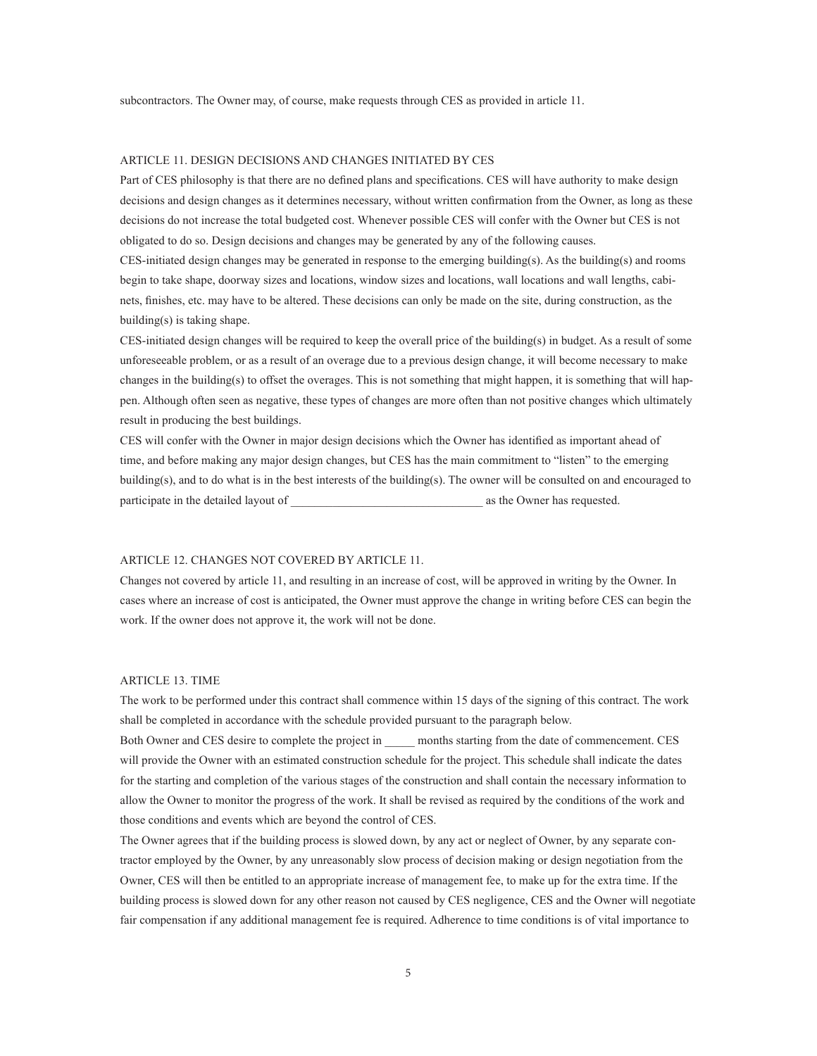subcontractors. The Owner may, of course, make requests through CES as provided in article 11.

## ARTICLE 11. DESIGN DECISIONS AND CHANGES INITIATED BY CES

Part of CES philosophy is that there are no defined plans and specifications. CES will have authority to make design decisions and design changes as it determines necessary, without written confirmation from the Owner, as long as these decisions do not increase the total budgeted cost. Whenever possible CES will confer with the Owner but CES is not obligated to do so. Design decisions and changes may be generated by any of the following causes.

CES-initiated design changes may be generated in response to the emerging building(s). As the building(s) and rooms begin to take shape, doorway sizes and locations, window sizes and locations, wall locations and wall lengths, cabinets, finishes, etc. may have to be altered. These decisions can only be made on the site, during construction, as the building(s) is taking shape.

CES-initiated design changes will be required to keep the overall price of the building(s) in budget. As a result of some unforeseeable problem, or as a result of an overage due to a previous design change, it will become necessary to make changes in the building(s) to offset the overages. This is not something that might happen, it is something that will happen. Although often seen as negative, these types of changes are more often than not positive changes which ultimately result in producing the best buildings.

CES will confer with the Owner in major design decisions which the Owner has identified as important ahead of time, and before making any major design changes, but CES has the main commitment to "listen" to the emerging building(s), and to do what is in the best interests of the building(s). The owner will be consulted on and encouraged to participate in the detailed layout of ________________________________ as the Owner has requested.

## ARTICLE 12. CHANGES NOT COVERED BY ARTICLE 11.

Changes not covered by article 11, and resulting in an increase of cost, will be approved in writing by the Owner. In cases where an increase of cost is anticipated, the Owner must approve the change in writing before CES can begin the work. If the owner does not approve it, the work will not be done.

## ARTICLE 13. TIME

The work to be performed under this contract shall commence within 15 days of the signing of this contract. The work shall be completed in accordance with the schedule provided pursuant to the paragraph below.

Both Owner and CES desire to complete the project in _____ months starting from the date of commencement. CES will provide the Owner with an estimated construction schedule for the project. This schedule shall indicate the dates for the starting and completion of the various stages of the construction and shall contain the necessary information to allow the Owner to monitor the progress of the work. It shall be revised as required by the conditions of the work and those conditions and events which are beyond the control of CES.

The Owner agrees that if the building process is slowed down, by any act or neglect of Owner, by any separate contractor employed by the Owner, by any unreasonably slow process of decision making or design negotiation from the Owner, CES will then be entitled to an appropriate increase of management fee, to make up for the extra time. If the building process is slowed down for any other reason not caused by CES negligence, CES and the Owner will negotiate fair compensation if any additional management fee is required. Adherence to time conditions is of vital importance to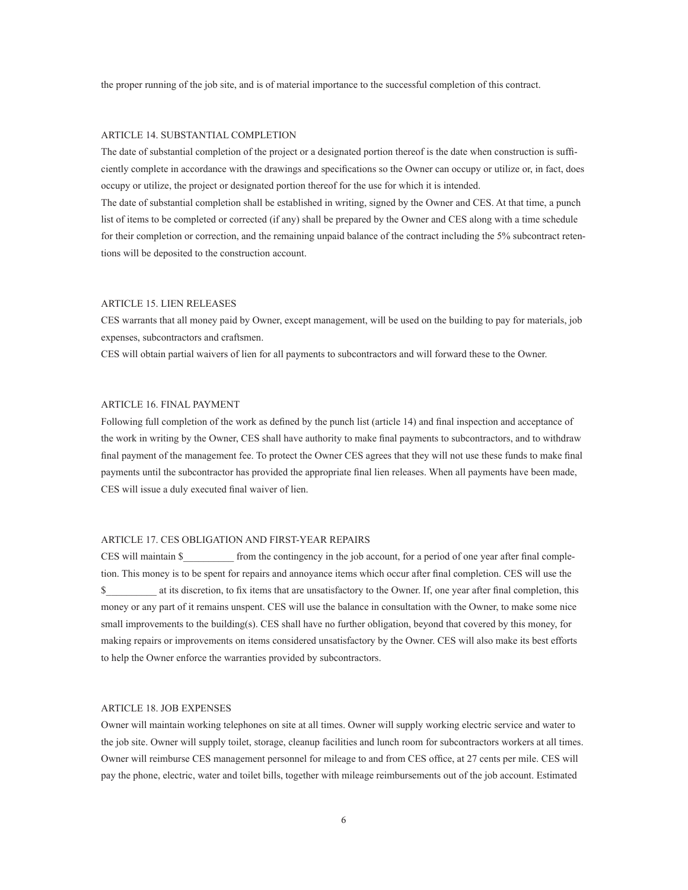the proper running of the job site, and is of material importance to the successful completion of this contract.

## ARTICLE 14. SUBSTANTIAL COMPLETION

The date of substantial completion of the project or a designated portion thereof is the date when construction is sufficiently complete in accordance with the drawings and specifications so the Owner can occupy or utilize or, in fact, does occupy or utilize, the project or designated portion thereof for the use for which it is intended.

The date of substantial completion shall be established in writing, signed by the Owner and CES. At that time, a punch list of items to be completed or corrected (if any) shall be prepared by the Owner and CES along with a time schedule for their completion or correction, and the remaining unpaid balance of the contract including the 5% subcontract retentions will be deposited to the construction account.

## ARTICLE 15. LIEN RELEASES

CES warrants that all money paid by Owner, except management, will be used on the building to pay for materials, job expenses, subcontractors and craftsmen.

CES will obtain partial waivers of lien for all payments to subcontractors and will forward these to the Owner.

## ARTICLE 16. FINAL PAYMENT

Following full completion of the work as defined by the punch list (article 14) and final inspection and acceptance of the work in writing by the Owner, CES shall have authority to make final payments to subcontractors, and to withdraw final payment of the management fee. To protect the Owner CES agrees that they will not use these funds to make final payments until the subcontractor has provided the appropriate final lien releases. When all payments have been made, CES will issue a duly executed final waiver of lien.

## ARTICLE 17. CES OBLIGATION AND FIRST-YEAR REPAIRS

CES will maintain $__________ from the contingency in the job account, for a period of one year after final completion. This money is to be spent for repairs and annoyance items which occur after final completion. CES will use the $__________ at its discretion, to fix items that are unsatisfactory to the Owner. If, one year after final completion, this money or any part of it remains unspent. CES will use the balance in consultation with the Owner, to make some nice small improvements to the building(s). CES shall have no further obligation, beyond that covered by this money, for making repairs or improvements on items considered unsatisfactory by the Owner. CES will also make its best efforts to help the Owner enforce the warranties provided by subcontractors.

## ARTICLE 18. JOB EXPENSES

Owner will maintain working telephones on site at all times. Owner will supply working electric service and water to the job site. Owner will supply toilet, storage, cleanup facilities and lunch room for subcontractors workers at all times. Owner will reimburse CES management personnel for mileage to and from CES office, at 27 cents per mile. CES will pay the phone, electric, water and toilet bills, together with mileage reimbursements out of the job account. Estimated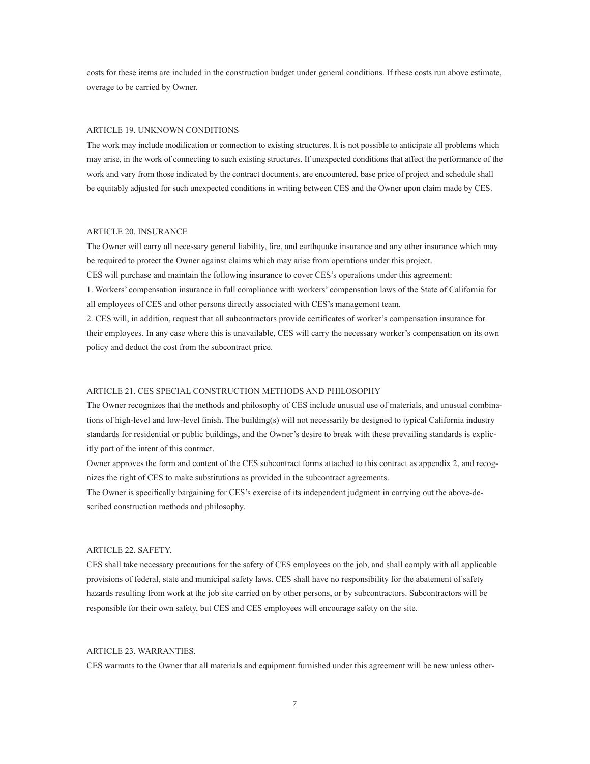costs for these items are included in the construction budget under general conditions. If these costs run above estimate, overage to be carried by Owner.

## ARTICLE 19. UNKNOWN CONDITIONS

The work may include modification or connection to existing structures. It is not possible to anticipate all problems which may arise, in the work of connecting to such existing structures. If unexpected conditions that affect the performance of the work and vary from those indicated by the contract documents, are encountered, base price of project and schedule shall be equitably adjusted for such unexpected conditions in writing between CES and the Owner upon claim made by CES.

## ARTICLE 20. INSURANCE

The Owner will carry all necessary general liability, fire, and earthquake insurance and any other insurance which may be required to protect the Owner against claims which may arise from operations under this project.

CES will purchase and maintain the following insurance to cover CES's operations under this agreement:

1. Workers' compensation insurance in full compliance with workers' compensation laws of the State of California for all employees of CES and other persons directly associated with CES's management team.
2. CES will, in addition, request that all subcontractors provide certificates of worker's compensation insurance for their employees. In any case where this is unavailable, CES will carry the necessary worker's compensation on its own policy and deduct the cost from the subcontract price.

## ARTICLE 21. CES SPECIAL CONSTRUCTION METHODS AND PHILOSOPHY

The Owner recognizes that the methods and philosophy of CES include unusual use of materials, and unusual combinations of high-level and low-level finish. The building(s) will not necessarily be designed to typical California industry standards for residential or public buildings, and the Owner's desire to break with these prevailing standards is explicitly part of the intent of this contract.

Owner approves the form and content of the CES subcontract forms attached to this contract as appendix 2, and recognizes the right of CES to make substitutions as provided in the subcontract agreements.

The Owner is specifically bargaining for CES's exercise of its independent judgment in carrying out the above-described construction methods and philosophy.

## ARTICLE 22. SAFETY.

CES shall take necessary precautions for the safety of CES employees on the job, and shall comply with all applicable provisions of federal, state and municipal safety laws. CES shall have no responsibility for the abatement of safety hazards resulting from work at the job site carried on by other persons, or by subcontractors. Subcontractors will be responsible for their own safety, but CES and CES employees will encourage safety on the site.

## ARTICLE 23. WARRANTIES.

CES warrants to the Owner that all materials and equipment furnished under this agreement will be new unless other-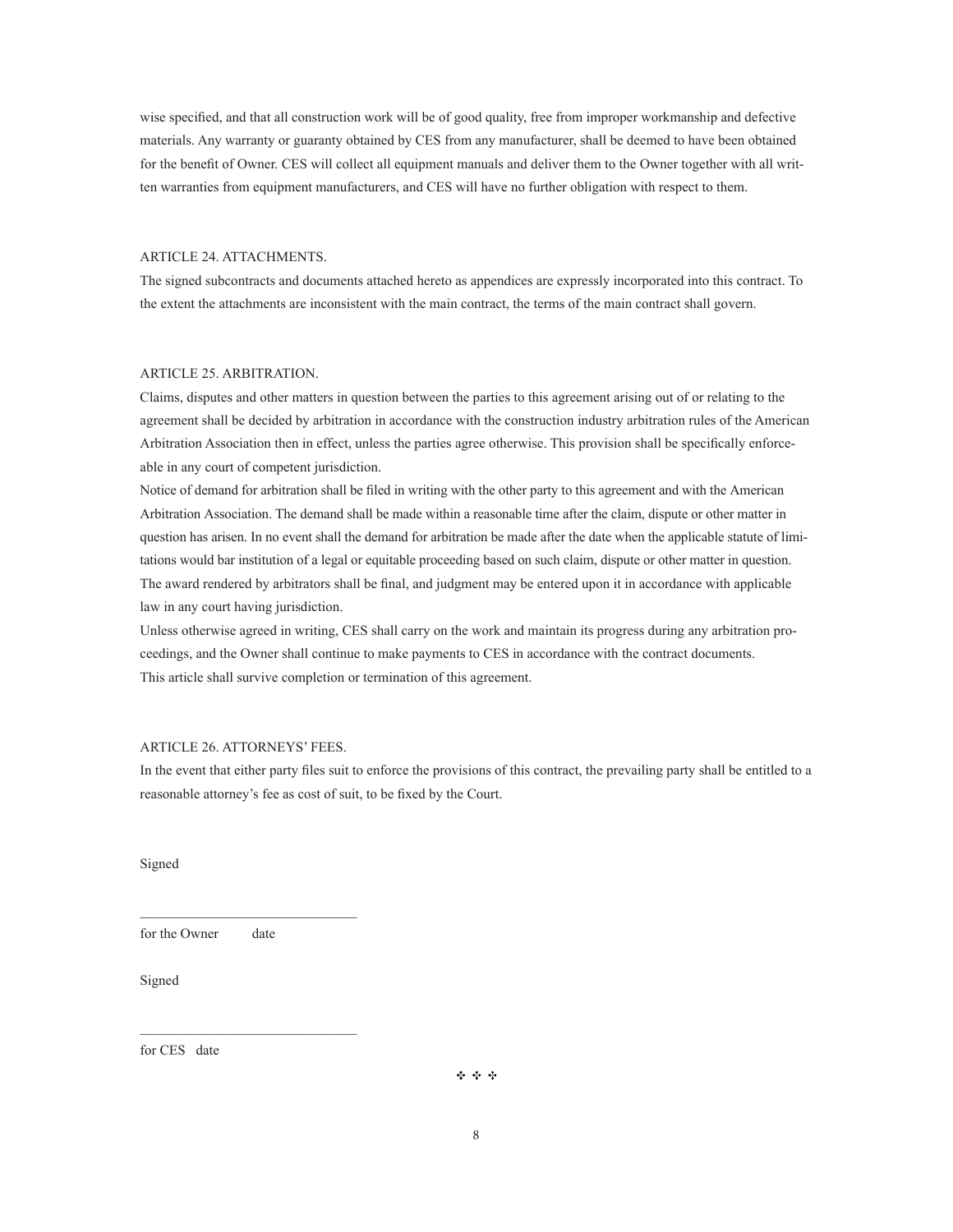wise specified, and that all construction work will be of good quality, free from improper workmanship and defective materials. Any warranty or guaranty obtained by CES from any manufacturer, shall be deemed to have been obtained for the benefit of Owner. CES will collect all equipment manuals and deliver them to the Owner together with all written warranties from equipment manufacturers, and CES will have no further obligation with respect to them.

### ARTICLE 24. ATTACHMENTS.

The signed subcontracts and documents attached hereto as appendices are expressly incorporated into this contract. To the extent the attachments are inconsistent with the main contract, the terms of the main contract shall govern.

### ARTICLE 25. ARBITRATION.

Claims, disputes and other matters in question between the parties to this agreement arising out of or relating to the agreement shall be decided by arbitration in accordance with the construction industry arbitration rules of the American Arbitration Association then in effect, unless the parties agree otherwise. This provision shall be specifically enforceable in any court of competent jurisdiction.

Notice of demand for arbitration shall be filed in writing with the other party to this agreement and with the American Arbitration Association. The demand shall be made within a reasonable time after the claim, dispute or other matter in question has arisen. In no event shall the demand for arbitration be made after the date when the applicable statute of limitations would bar institution of a legal or equitable proceeding based on such claim, dispute or other matter in question. The award rendered by arbitrators shall be final, and judgment may be entered upon it in accordance with applicable law in any court having jurisdiction.

Unless otherwise agreed in writing, CES shall carry on the work and maintain its progress during any arbitration proceedings, and the Owner shall continue to make payments to CES in accordance with the contract documents.

This article shall survive completion or termination of this agreement.

### ARTICLE 26. ATTORNEYS' FEES.

In the event that either party files suit to enforce the provisions of this contract, the prevailing party shall be entitled to a reasonable attorney's fee as cost of suit, to be fixed by the Court.

Signed

\_\_\_\_\_\_\_\_\_\_\_\_\_\_\_\_\_\_\_\_\_\_\_\_\_\_\_\_\_\_

for the Owner date

Signed

\_\_\_\_\_\_\_\_\_\_\_\_\_\_\_\_\_\_\_\_\_\_\_\_\_\_\_\_\_\_

for CES date

✣ ✣ ✣